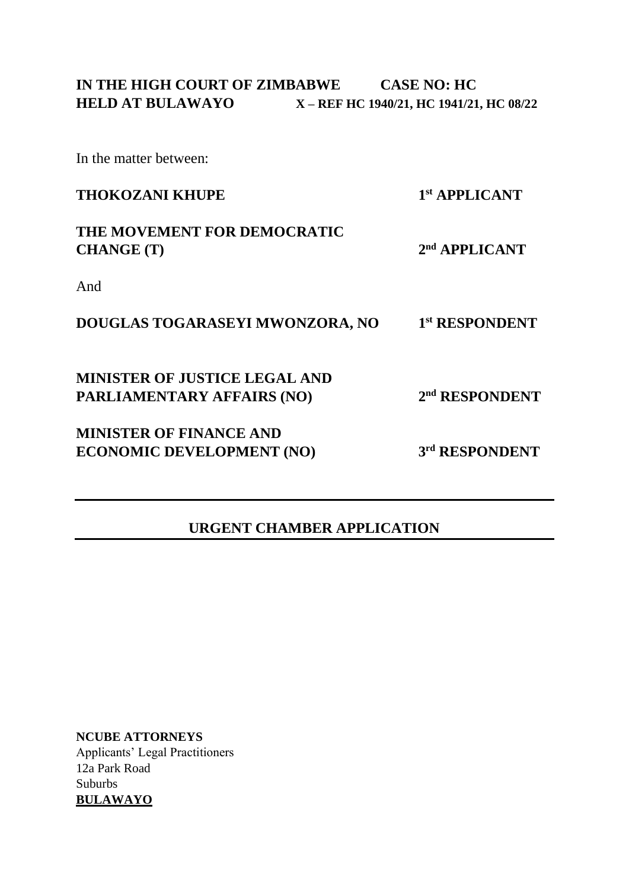**IN THE HIGH COURT OF ZIMBABWE** **CASE NO: HC**
**HELD AT BULAWAYO** **X – REF HC 1940/21, HC 1941/21, HC 08/22**

In the matter between:

| | |
|---|---|
| **THOKOZANI KHUPE** | **1st APPLICANT** |
| **THE MOVEMENT FOR DEMOCRATIC CHANGE (T)** | **2nd APPLICANT** |

And

| | |
|---|---|
| **DOUGLAS TOGARASEYI MWONZORA, NO** | **1st RESPONDENT** |
| **MINISTER OF JUSTICE LEGAL AND PARLIAMENTARY AFFAIRS (NO)** | **2nd RESPONDENT** |
| **MINISTER OF FINANCE AND ECONOMIC DEVELOPMENT (NO)** | **3rd RESPONDENT** |

---

## URGENT CHAMBER APPLICATION

---

**NCUBE ATTORNEYS**
Applicants' Legal Practitioners
12a Park Road
Suburbs
**BULAWAYO**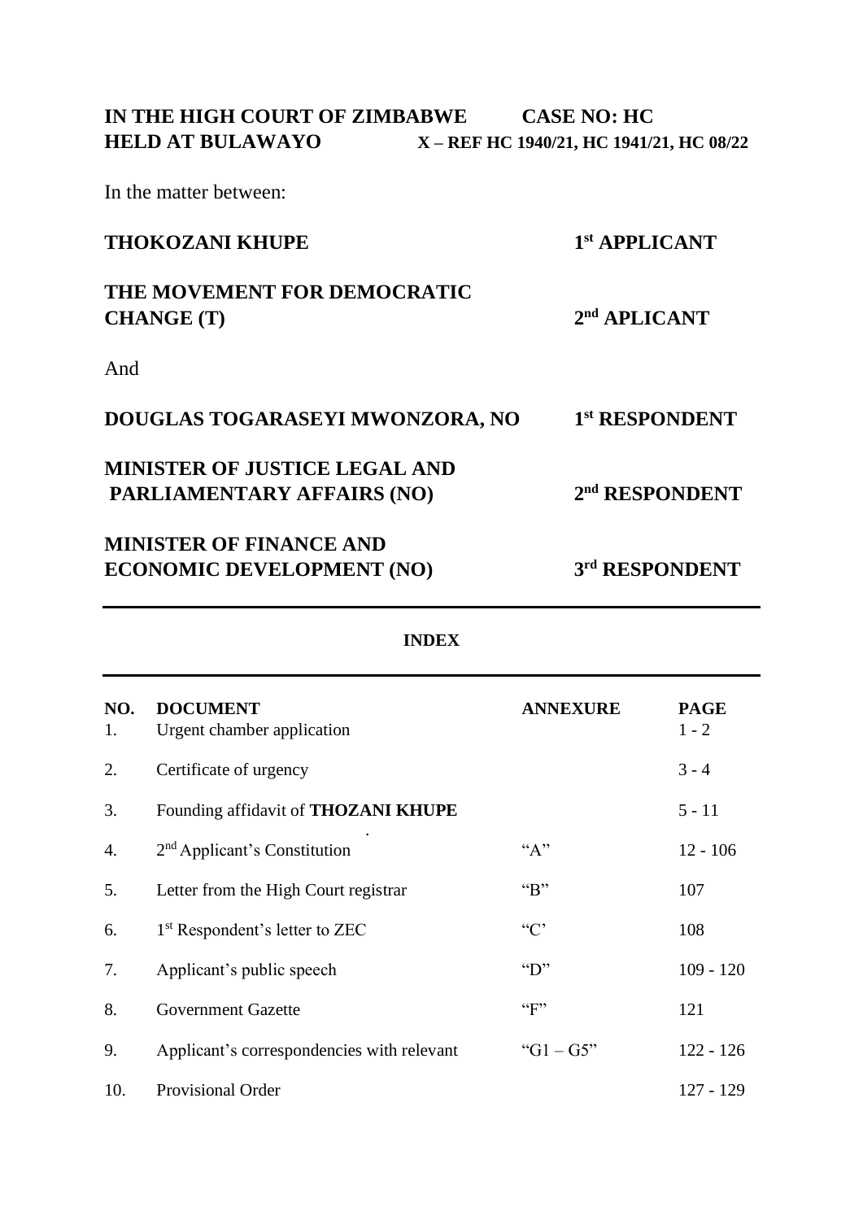**IN THE HIGH COURT OF ZIMBABWE** **CASE NO: HC**
**HELD AT BULAWAYO** **X – REF HC 1940/21, HC 1941/21, HC 08/22**

In the matter between:

| | |
|---|---|
| **THOKOZANI KHUPE** | **1st APPLICANT** |
| **THE MOVEMENT FOR DEMOCRATIC CHANGE (T)** | **2nd APLICANT** |

And

| | |
|---|---|
| **DOUGLAS TOGARASEYI MWONZORA, NO** | **1st RESPONDENT** |
| **MINISTER OF JUSTICE LEGAL AND PARLIAMENTARY AFFAIRS (NO)** | **2nd RESPONDENT** |
| **MINISTER OF FINANCE AND ECONOMIC DEVELOPMENT (NO)** | **3rd RESPONDENT** |

---

**INDEX**

---

| NO. | DOCUMENT | ANNEXURE | PAGE |
|---|---|---|---|
| 1. | Urgent chamber application | | 1 - 2 |
| 2. | Certificate of urgency | | 3 - 4 |
| 3. | Founding affidavit of **THOZANI KHUPE** | | 5 - 11 |
| 4. | 2nd Applicant's Constitution | "A" | 12 - 106 |
| 5. | Letter from the High Court registrar | "B" | 107 |
| 6. | 1st Respondent's letter to ZEC | "C' | 108 |
| 7. | Applicant's public speech | "D" | 109 - 120 |
| 8. | Government Gazette | "F" | 121 |
| 9. | Applicant's correspondencies with relevant | "G1 – G5" | 122 - 126 |
| 10. | Provisional Order | | 127 - 129 |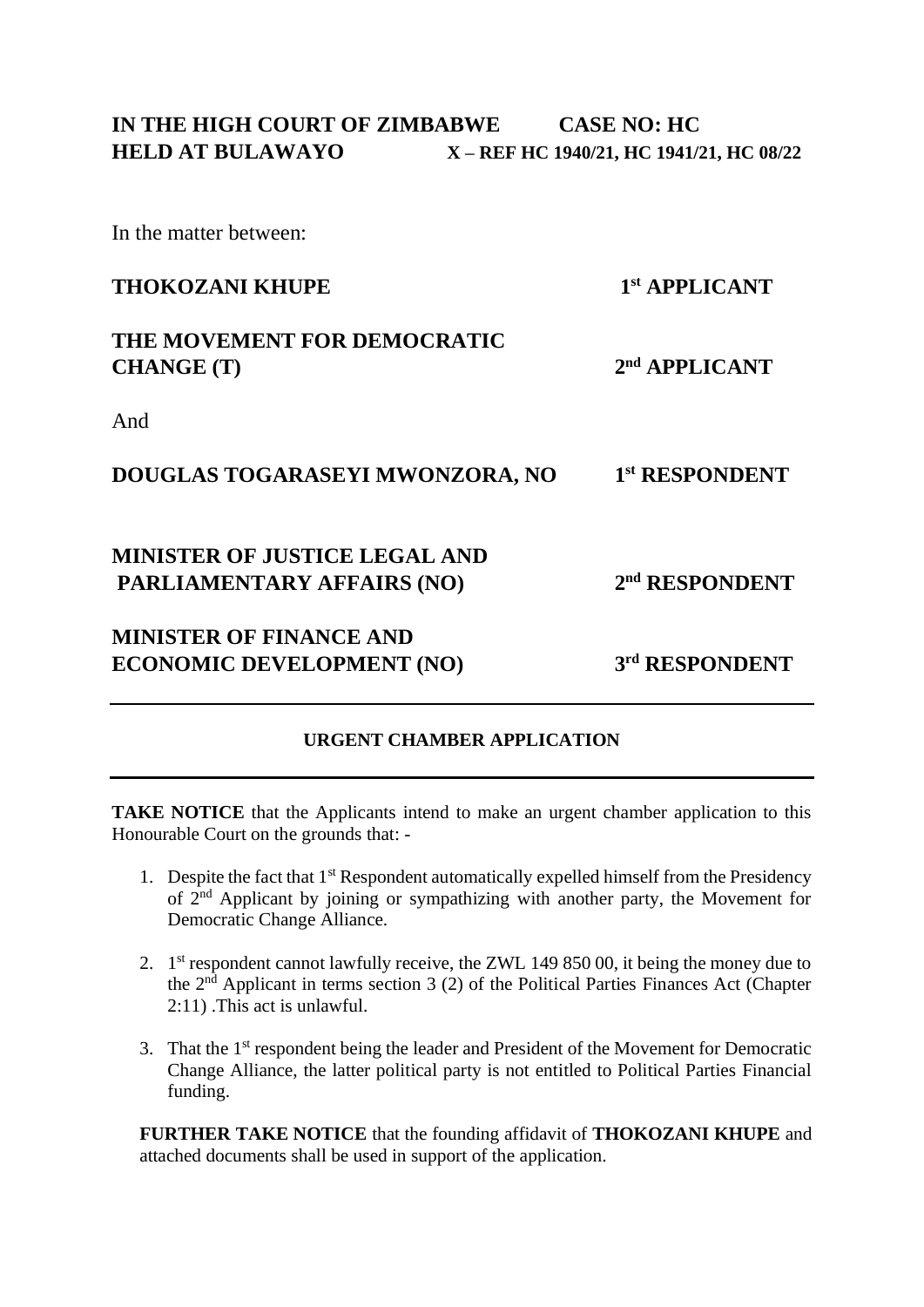**IN THE HIGH COURT OF ZIMBABWE** **CASE NO: HC**
**HELD AT BULAWAYO** **X – REF HC 1940/21, HC 1941/21, HC 08/22**

In the matter between:

| | |
|---|---|
| **THOKOZANI KHUPE** | **1st APPLICANT** |
| **THE MOVEMENT FOR DEMOCRATIC CHANGE (T)** | **2nd APPLICANT** |

And

| | |
|---|---|
| **DOUGLAS TOGARASEYI MWONZORA, NO** | **1st RESPONDENT** |
| **MINISTER OF JUSTICE LEGAL AND PARLIAMENTARY AFFAIRS (NO)** | **2nd RESPONDENT** |
| **MINISTER OF FINANCE AND ECONOMIC DEVELOPMENT (NO)** | **3rd RESPONDENT** |

---

**URGENT CHAMBER APPLICATION**

---

**TAKE NOTICE** that the Applicants intend to make an urgent chamber application to this Honourable Court on the grounds that: -

1. Despite the fact that 1st Respondent automatically expelled himself from the Presidency of 2nd Applicant by joining or sympathizing with another party, the Movement for Democratic Change Alliance.

2. 1st respondent cannot lawfully receive, the ZWL 149 850 00, it being the money due to the 2nd Applicant in terms section 3 (2) of the Political Parties Finances Act (Chapter 2:11) .This act is unlawful.

3. That the 1st respondent being the leader and President of the Movement for Democratic Change Alliance, the latter political party is not entitled to Political Parties Financial funding.

**FURTHER TAKE NOTICE** that the founding affidavit of **THOKOZANI KHUPE** and attached documents shall be used in support of the application.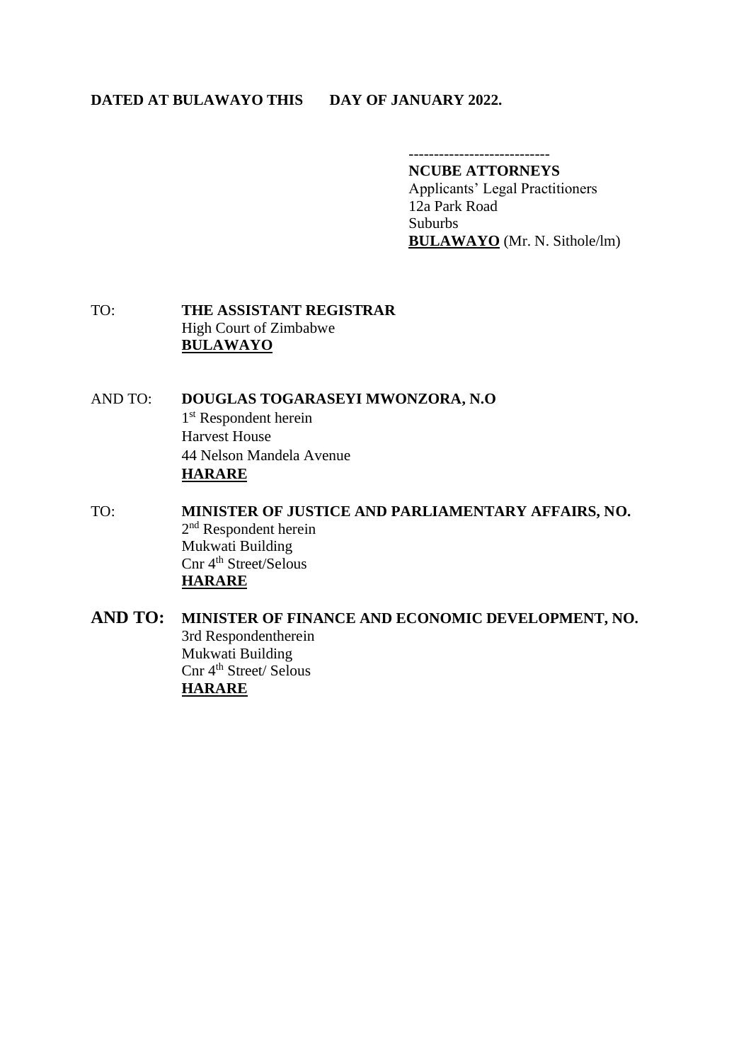**DATED AT BULAWAYO THIS DAY OF JANUARY 2022.**

---------------------------

**NCUBE ATTORNEYS**
Applicants' Legal Practitioners
12a Park Road
Suburbs
**BULAWAYO** (Mr. N. Sithole/lm)

TO: **THE ASSISTANT REGISTRAR**
High Court of Zimbabwe
**BULAWAYO**

AND TO: **DOUGLAS TOGARASEYI MWONZORA, N.O**
1st Respondent herein
Harvest House
44 Nelson Mandela Avenue
**HARARE**

TO: **MINISTER OF JUSTICE AND PARLIAMENTARY AFFAIRS, NO.**
2nd Respondent herein
Mukwati Building
Cnr 4th Street/Selous
**HARARE**

**AND TO: MINISTER OF FINANCE AND ECONOMIC DEVELOPMENT, NO.**
3rd Respondentherein
Mukwati Building
Cnr 4th Street/ Selous
**HARARE**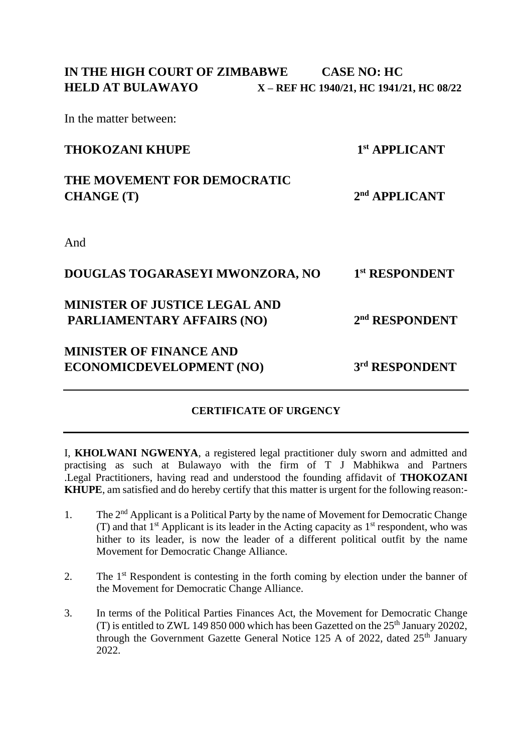**IN THE HIGH COURT OF ZIMBABWE** **CASE NO: HC**
**HELD AT BULAWAYO** **X – REF HC 1940/21, HC 1941/21, HC 08/22**

In the matter between:

| | |
|---|---|
| **THOKOZANI KHUPE** | **1st APPLICANT** |
| **THE MOVEMENT FOR DEMOCRATIC CHANGE (T)** | **2nd APPLICANT** |

And

| | |
|---|---|
| **DOUGLAS TOGARASEYI MWONZORA, NO** | **1st RESPONDENT** |
| **MINISTER OF JUSTICE LEGAL AND PARLIAMENTARY AFFAIRS (NO)** | **2nd RESPONDENT** |
| **MINISTER OF FINANCE AND ECONOMICDEVELOPMENT (NO)** | **3rd RESPONDENT** |

---

**CERTIFICATE OF URGENCY**

---

I, **KHOLWANI NGWENYA**, a registered legal practitioner duly sworn and admitted and practising as such at Bulawayo with the firm of T J Mabhikwa and Partners .Legal Practitioners, having read and understood the founding affidavit of **THOKOZANI KHUPE**, am satisfied and do hereby certify that this matter is urgent for the following reason:-

1. The 2nd Applicant is a Political Party by the name of Movement for Democratic Change (T) and that 1st Applicant is its leader in the Acting capacity as 1st respondent, who was hither to its leader, is now the leader of a different political outfit by the name Movement for Democratic Change Alliance.

2. The 1st Respondent is contesting in the forth coming by election under the banner of the Movement for Democratic Change Alliance.

3. In terms of the Political Parties Finances Act, the Movement for Democratic Change (T) is entitled to ZWL 149 850 000 which has been Gazetted on the 25th January 20202, through the Government Gazette General Notice 125 A of 2022, dated 25th January 2022.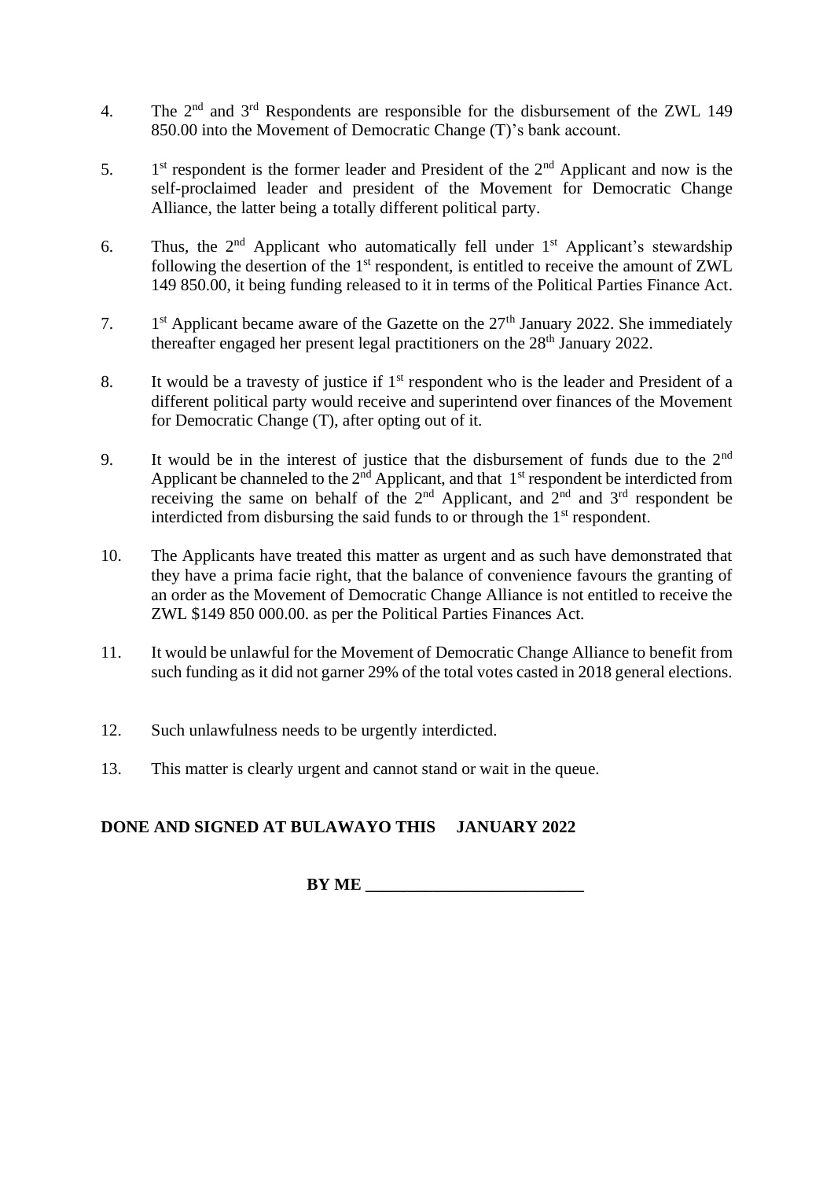4. The 2nd and 3rd Respondents are responsible for the disbursement of the ZWL 149 850.00 into the Movement of Democratic Change (T)'s bank account.

5. 1st respondent is the former leader and President of the 2nd Applicant and now is the self-proclaimed leader and president of the Movement for Democratic Change Alliance, the latter being a totally different political party.

6. Thus, the 2nd Applicant who automatically fell under 1st Applicant's stewardship following the desertion of the 1st respondent, is entitled to receive the amount of ZWL 149 850.00, it being funding released to it in terms of the Political Parties Finance Act.

7. 1st Applicant became aware of the Gazette on the 27th January 2022. She immediately thereafter engaged her present legal practitioners on the 28th January 2022.

8. It would be a travesty of justice if 1st respondent who is the leader and President of a different political party would receive and superintend over finances of the Movement for Democratic Change (T), after opting out of it.

9. It would be in the interest of justice that the disbursement of funds due to the 2nd Applicant be channeled to the 2nd Applicant, and that 1st respondent be interdicted from receiving the same on behalf of the 2nd Applicant, and 2nd and 3rd respondent be interdicted from disbursing the said funds to or through the 1st respondent.

10. The Applicants have treated this matter as urgent and as such have demonstrated that they have a prima facie right, that the balance of convenience favours the granting of an order as the Movement of Democratic Change Alliance is not entitled to receive the ZWL $149 850 000.00. as per the Political Parties Finances Act.

11. It would be unlawful for the Movement of Democratic Change Alliance to benefit from such funding as it did not garner 29% of the total votes casted in 2018 general elections.

12. Such unlawfulness needs to be urgently interdicted.

13. This matter is clearly urgent and cannot stand or wait in the queue.

**DONE AND SIGNED AT BULAWAYO THIS JANUARY 2022**

**BY ME \_\_\_\_\_\_\_\_\_\_\_\_\_\_\_\_\_\_\_\_\_\_\_\_\_**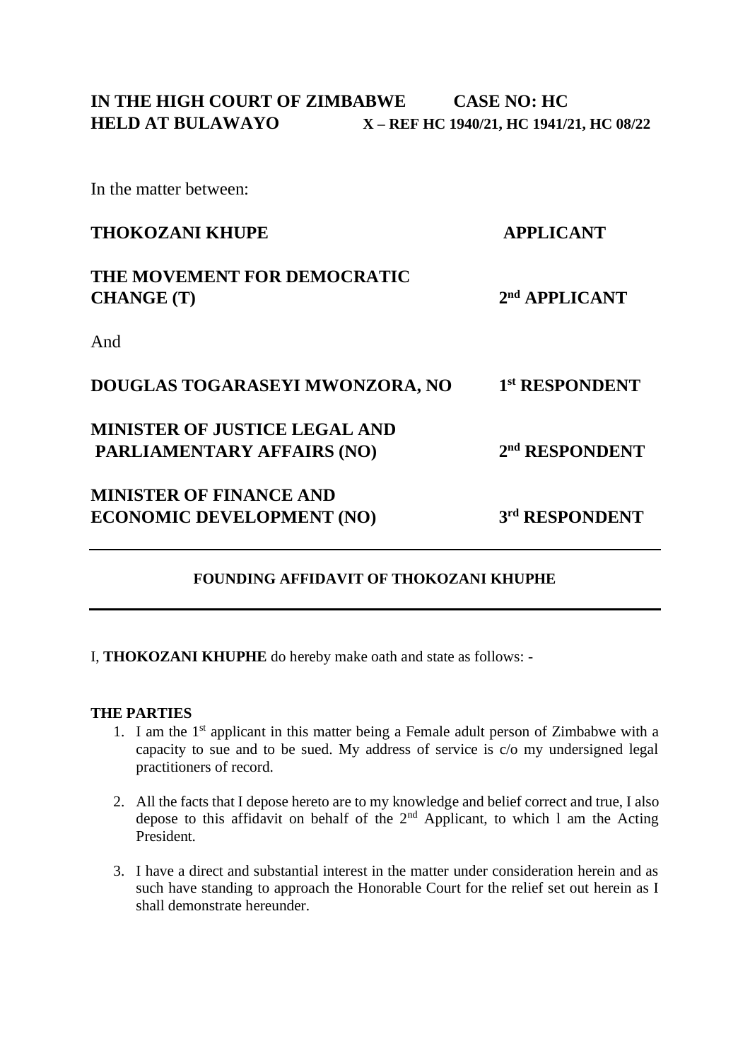**IN THE HIGH COURT OF ZIMBABWE** **CASE NO: HC**
**HELD AT BULAWAYO** **X – REF HC 1940/21, HC 1941/21, HC 08/22**

In the matter between:

| | |
|---|---|
| **THOKOZANI KHUPE** | **APPLICANT** |
| **THE MOVEMENT FOR DEMOCRATIC CHANGE (T)** | **2nd APPLICANT** |
| And | |
| **DOUGLAS TOGARASEYI MWONZORA, NO** | **1st RESPONDENT** |
| **MINISTER OF JUSTICE LEGAL AND PARLIAMENTARY AFFAIRS (NO)** | **2nd RESPONDENT** |
| **MINISTER OF FINANCE AND ECONOMIC DEVELOPMENT (NO)** | **3rd RESPONDENT** |

---

**FOUNDING AFFIDAVIT OF THOKOZANI KHUPHE**

---

I, **THOKOZANI KHUPHE** do hereby make oath and state as follows: -

**THE PARTIES**

1. I am the 1st applicant in this matter being a Female adult person of Zimbabwe with a capacity to sue and to be sued. My address of service is c/o my undersigned legal practitioners of record.

2. All the facts that I depose hereto are to my knowledge and belief correct and true, I also depose to this affidavit on behalf of the 2nd Applicant, to which l am the Acting President.

3. I have a direct and substantial interest in the matter under consideration herein and as such have standing to approach the Honorable Court for the relief set out herein as I shall demonstrate hereunder.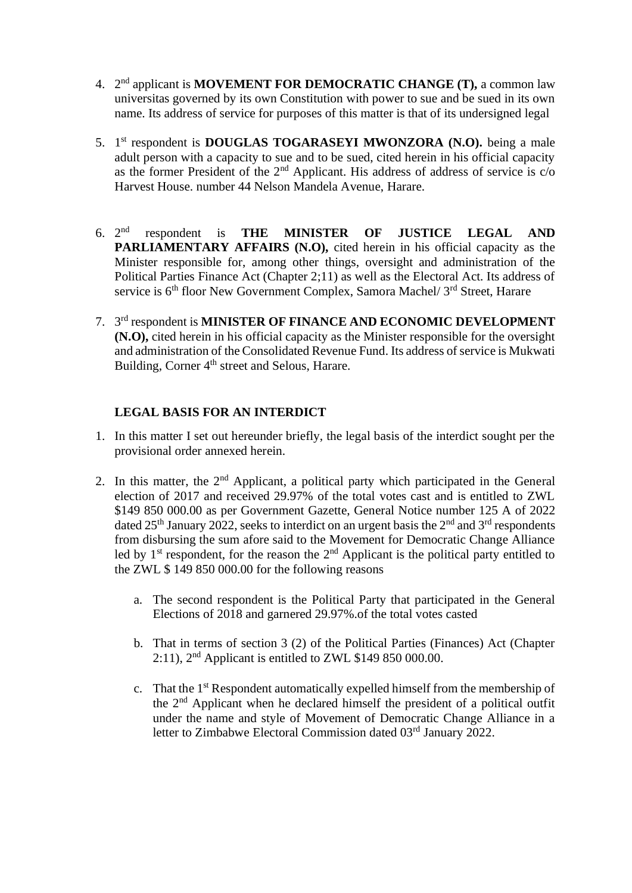4. 2nd applicant is **MOVEMENT FOR DEMOCRATIC CHANGE (T),** a common law universitas governed by its own Constitution with power to sue and be sued in its own name. Its address of service for purposes of this matter is that of its undersigned legal

5. 1st respondent is **DOUGLAS TOGARASEYI MWONZORA (N.O).** being a male adult person with a capacity to sue and to be sued, cited herein in his official capacity as the former President of the 2nd Applicant. His address of address of service is c/o Harvest House. number 44 Nelson Mandela Avenue, Harare.

6. 2nd respondent is **THE MINISTER OF JUSTICE LEGAL AND PARLIAMENTARY AFFAIRS (N.O),** cited herein in his official capacity as the Minister responsible for, among other things, oversight and administration of the Political Parties Finance Act (Chapter 2;11) as well as the Electoral Act. Its address of service is 6th floor New Government Complex, Samora Machel/ 3rd Street, Harare

7. 3rd respondent is **MINISTER OF FINANCE AND ECONOMIC DEVELOPMENT (N.O),** cited herein in his official capacity as the Minister responsible for the oversight and administration of the Consolidated Revenue Fund. Its address of service is Mukwati Building, Corner 4th street and Selous, Harare.

**LEGAL BASIS FOR AN INTERDICT**

1. In this matter I set out hereunder briefly, the legal basis of the interdict sought per the provisional order annexed herein.

2. In this matter, the 2nd Applicant, a political party which participated in the General election of 2017 and received 29.97% of the total votes cast and is entitled to ZWL $149 850 000.00 as per Government Gazette, General Notice number 125 A of 2022 dated 25th January 2022, seeks to interdict on an urgent basis the 2nd and 3rd respondents from disbursing the sum afore said to the Movement for Democratic Change Alliance led by 1st respondent, for the reason the 2nd Applicant is the political party entitled to the ZWL $ 149 850 000.00 for the following reasons

   a. The second respondent is the Political Party that participated in the General Elections of 2018 and garnered 29.97%.of the total votes casted

   b. That in terms of section 3 (2) of the Political Parties (Finances) Act (Chapter 2:11), 2nd Applicant is entitled to ZWL $149 850 000.00.

   c. That the 1st Respondent automatically expelled himself from the membership of the 2nd Applicant when he declared himself the president of a political outfit under the name and style of Movement of Democratic Change Alliance in a letter to Zimbabwe Electoral Commission dated 03rd January 2022.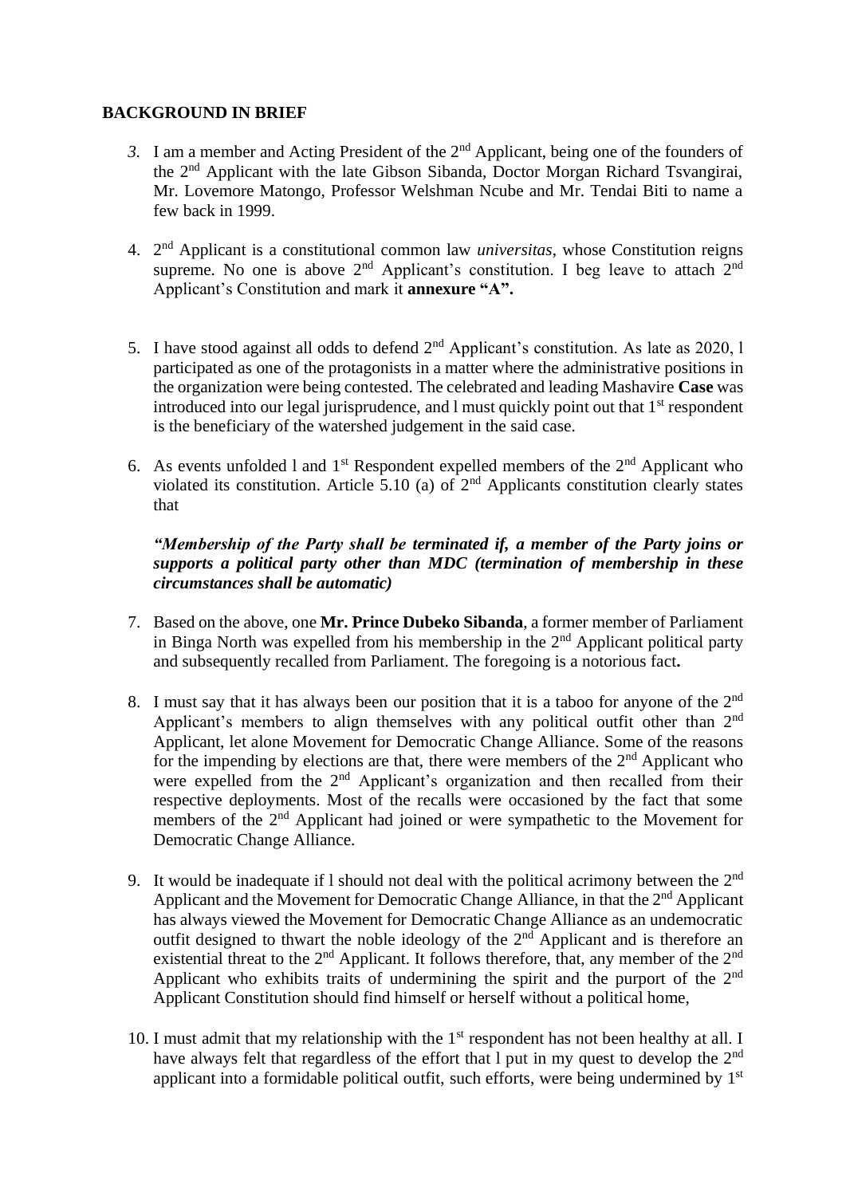**BACKGROUND IN BRIEF**

*3.* I am a member and Acting President of the 2nd Applicant, being one of the founders of the 2nd Applicant with the late Gibson Sibanda, Doctor Morgan Richard Tsvangirai, Mr. Lovemore Matongo, Professor Welshman Ncube and Mr. Tendai Biti to name a few back in 1999.

4. 2nd Applicant is a constitutional common law *universitas*, whose Constitution reigns supreme. No one is above 2nd Applicant's constitution. I beg leave to attach 2nd Applicant's Constitution and mark it **annexure "A".**

5. I have stood against all odds to defend 2nd Applicant's constitution. As late as 2020, l participated as one of the protagonists in a matter where the administrative positions in the organization were being contested. The celebrated and leading Mashavire **Case** was introduced into our legal jurisprudence, and l must quickly point out that 1st respondent is the beneficiary of the watershed judgement in the said case.

6. As events unfolded l and 1st Respondent expelled members of the 2nd Applicant who violated its constitution. Article 5.10 (a) of 2nd Applicants constitution clearly states that

   ***"Membership of the Party shall be terminated if, a member of the Party joins or supports a political party other than MDC (termination of membership in these circumstances shall be automatic)***

7. Based on the above, one **Mr. Prince Dubeko Sibanda**, a former member of Parliament in Binga North was expelled from his membership in the 2nd Applicant political party and subsequently recalled from Parliament. The foregoing is a notorious fact**.**

8. I must say that it has always been our position that it is a taboo for anyone of the 2nd Applicant's members to align themselves with any political outfit other than 2nd Applicant, let alone Movement for Democratic Change Alliance. Some of the reasons for the impending by elections are that, there were members of the 2nd Applicant who were expelled from the 2nd Applicant's organization and then recalled from their respective deployments. Most of the recalls were occasioned by the fact that some members of the 2nd Applicant had joined or were sympathetic to the Movement for Democratic Change Alliance.

9. It would be inadequate if l should not deal with the political acrimony between the 2nd Applicant and the Movement for Democratic Change Alliance, in that the 2nd Applicant has always viewed the Movement for Democratic Change Alliance as an undemocratic outfit designed to thwart the noble ideology of the 2nd Applicant and is therefore an existential threat to the 2nd Applicant. It follows therefore, that, any member of the 2nd Applicant who exhibits traits of undermining the spirit and the purport of the 2nd Applicant Constitution should find himself or herself without a political home,

10. I must admit that my relationship with the 1st respondent has not been healthy at all. I have always felt that regardless of the effort that l put in my quest to develop the 2nd applicant into a formidable political outfit, such efforts, were being undermined by 1st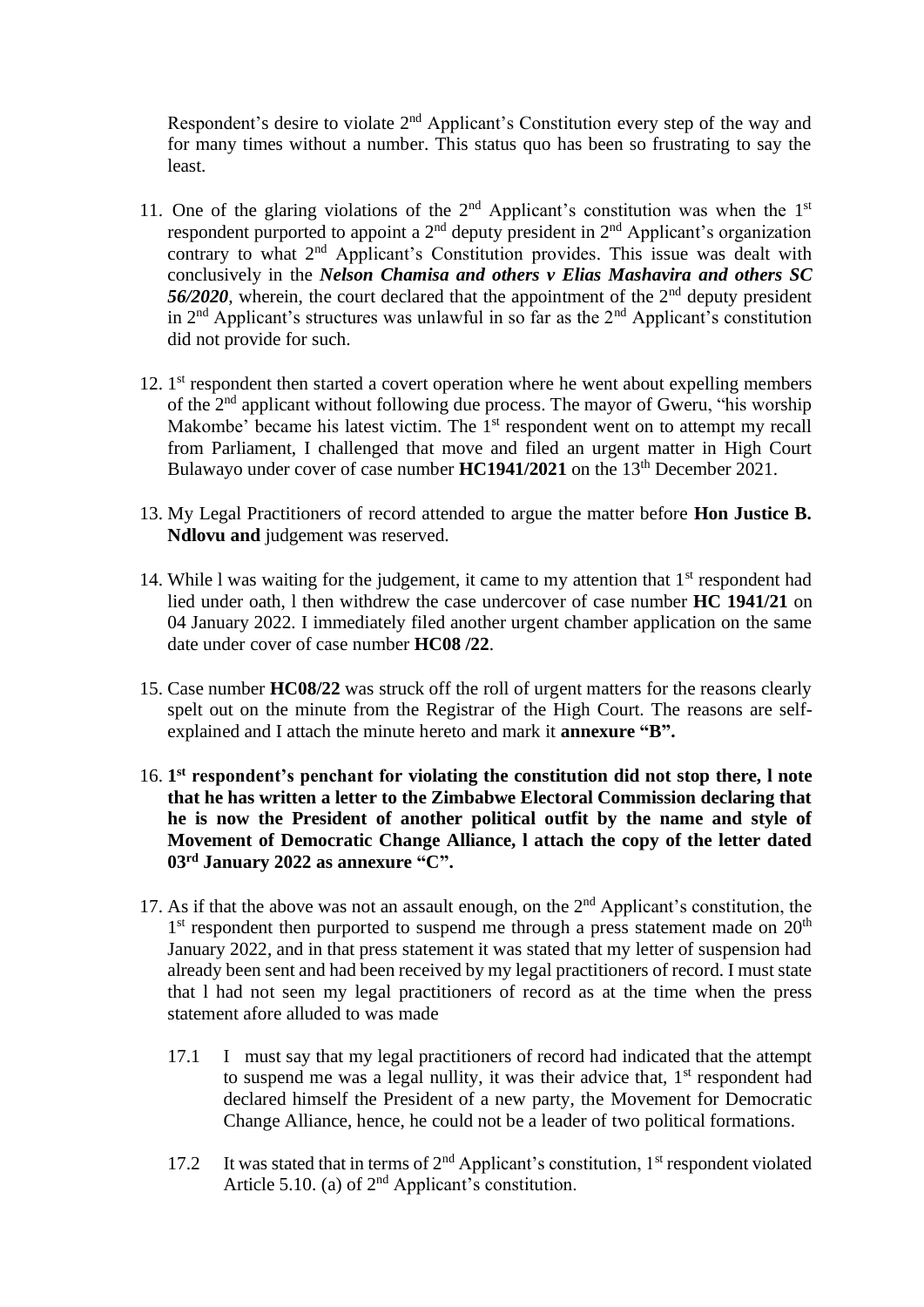Respondent's desire to violate 2nd Applicant's Constitution every step of the way and for many times without a number. This status quo has been so frustrating to say the least.

11. One of the glaring violations of the 2nd Applicant's constitution was when the 1st respondent purported to appoint a 2nd deputy president in 2nd Applicant's organization contrary to what 2nd Applicant's Constitution provides. This issue was dealt with conclusively in the ***Nelson Chamisa and others v Elias Mashavira and others SC 56/2020***, wherein, the court declared that the appointment of the 2nd deputy president in 2nd Applicant's structures was unlawful in so far as the 2nd Applicant's constitution did not provide for such.

12. 1st respondent then started a covert operation where he went about expelling members of the 2nd applicant without following due process. The mayor of Gweru, "his worship Makombe' became his latest victim. The 1st respondent went on to attempt my recall from Parliament, I challenged that move and filed an urgent matter in High Court Bulawayo under cover of case number **HC1941/2021** on the 13th December 2021.

13. My Legal Practitioners of record attended to argue the matter before **Hon Justice B. Ndlovu and** judgement was reserved.

14. While l was waiting for the judgement, it came to my attention that 1st respondent had lied under oath, l then withdrew the case undercover of case number **HC 1941/21** on 04 January 2022. I immediately filed another urgent chamber application on the same date under cover of case number **HC08 /22**.

15. Case number **HC08/22** was struck off the roll of urgent matters for the reasons clearly spelt out on the minute from the Registrar of the High Court. The reasons are self-explained and I attach the minute hereto and mark it **annexure "B".**

16. **1st respondent's penchant for violating the constitution did not stop there, l note that he has written a letter to the Zimbabwe Electoral Commission declaring that he is now the President of another political outfit by the name and style of Movement of Democratic Change Alliance, l attach the copy of the letter dated 03rd January 2022 as annexure "C".**

17. As if that the above was not an assault enough, on the 2nd Applicant's constitution, the 1st respondent then purported to suspend me through a press statement made on 20th January 2022, and in that press statement it was stated that my letter of suspension had already been sent and had been received by my legal practitioners of record. I must state that l had not seen my legal practitioners of record as at the time when the press statement afore alluded to was made

    17.1 I must say that my legal practitioners of record had indicated that the attempt to suspend me was a legal nullity, it was their advice that, 1st respondent had declared himself the President of a new party, the Movement for Democratic Change Alliance, hence, he could not be a leader of two political formations.

    17.2 It was stated that in terms of 2nd Applicant's constitution, 1st respondent violated Article 5.10. (a) of 2nd Applicant's constitution.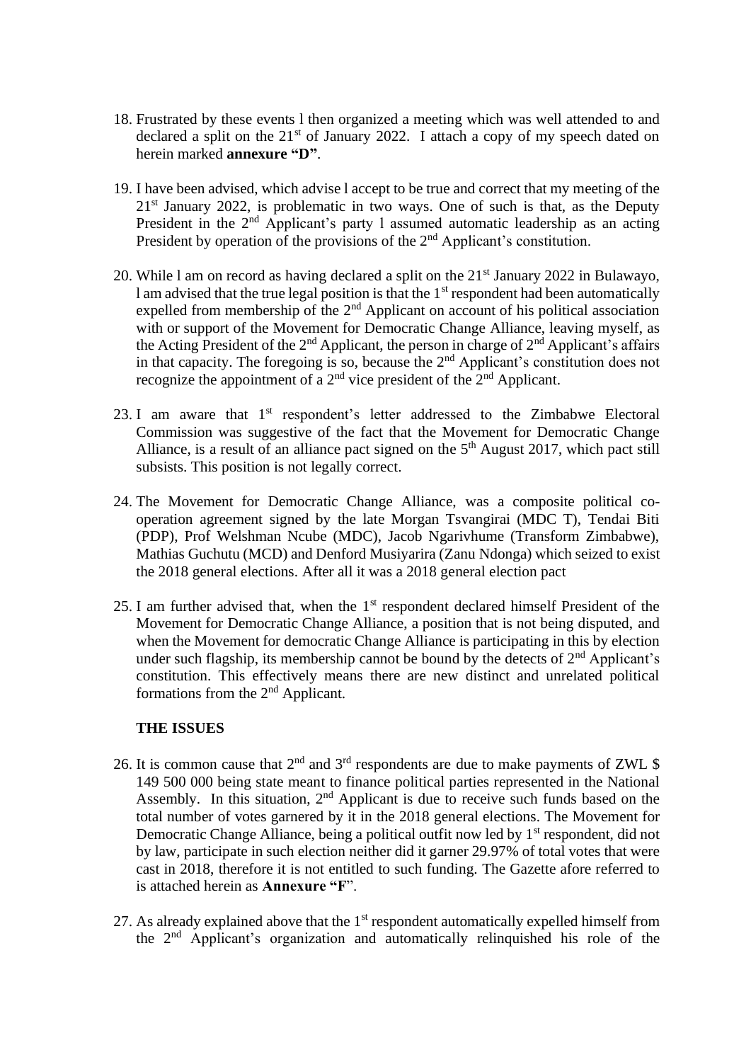18. Frustrated by these events l then organized a meeting which was well attended to and declared a split on the 21st of January 2022. I attach a copy of my speech dated on herein marked **annexure "D"**.

19. I have been advised, which advise l accept to be true and correct that my meeting of the 21st January 2022, is problematic in two ways. One of such is that, as the Deputy President in the 2nd Applicant's party l assumed automatic leadership as an acting President by operation of the provisions of the 2nd Applicant's constitution.

20. While l am on record as having declared a split on the 21st January 2022 in Bulawayo, l am advised that the true legal position is that the 1st respondent had been automatically expelled from membership of the 2nd Applicant on account of his political association with or support of the Movement for Democratic Change Alliance, leaving myself, as the Acting President of the 2nd Applicant, the person in charge of 2nd Applicant's affairs in that capacity. The foregoing is so, because the 2nd Applicant's constitution does not recognize the appointment of a 2nd vice president of the 2nd Applicant.

23. I am aware that 1st respondent's letter addressed to the Zimbabwe Electoral Commission was suggestive of the fact that the Movement for Democratic Change Alliance, is a result of an alliance pact signed on the 5th August 2017, which pact still subsists. This position is not legally correct.

24. The Movement for Democratic Change Alliance, was a composite political co-operation agreement signed by the late Morgan Tsvangirai (MDC T), Tendai Biti (PDP), Prof Welshman Ncube (MDC), Jacob Ngarivhume (Transform Zimbabwe), Mathias Guchutu (MCD) and Denford Musiyarira (Zanu Ndonga) which seized to exist the 2018 general elections. After all it was a 2018 general election pact

25. I am further advised that, when the 1st respondent declared himself President of the Movement for Democratic Change Alliance, a position that is not being disputed, and when the Movement for democratic Change Alliance is participating in this by election under such flagship, its membership cannot be bound by the detects of 2nd Applicant's constitution. This effectively means there are new distinct and unrelated political formations from the 2nd Applicant.

**THE ISSUES**

26. It is common cause that 2nd and 3rd respondents are due to make payments of ZWL $ 149 500 000 being state meant to finance political parties represented in the National Assembly. In this situation, 2nd Applicant is due to receive such funds based on the total number of votes garnered by it in the 2018 general elections. The Movement for Democratic Change Alliance, being a political outfit now led by 1st respondent, did not by law, participate in such election neither did it garner 29.97% of total votes that were cast in 2018, therefore it is not entitled to such funding. The Gazette afore referred to is attached herein as **Annexure "F**".

27. As already explained above that the 1st respondent automatically expelled himself from the 2nd Applicant's organization and automatically relinquished his role of the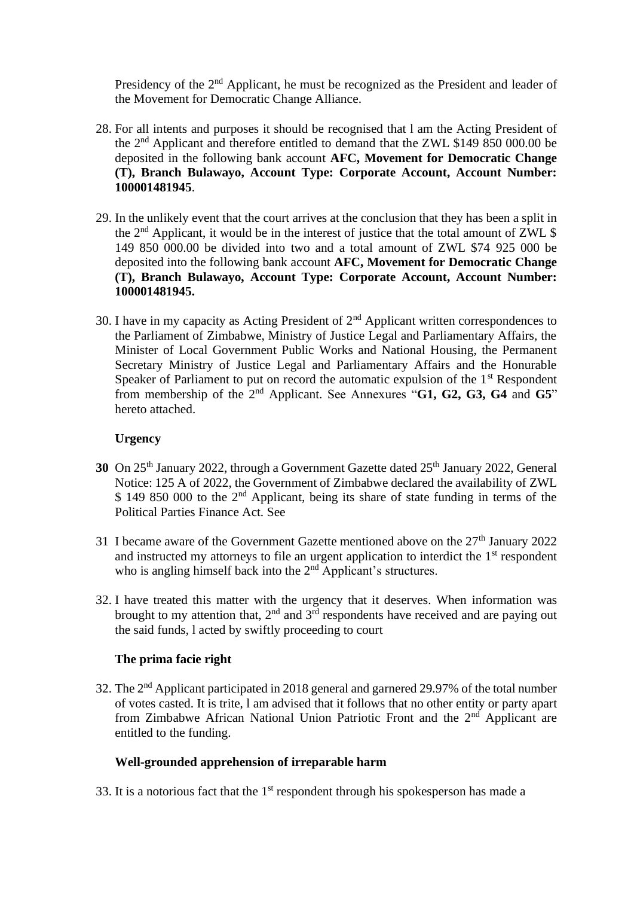Presidency of the 2nd Applicant, he must be recognized as the President and leader of the Movement for Democratic Change Alliance.

28. For all intents and purposes it should be recognised that l am the Acting President of the 2nd Applicant and therefore entitled to demand that the ZWL $149 850 000.00 be deposited in the following bank account **AFC, Movement for Democratic Change (T), Branch Bulawayo, Account Type: Corporate Account, Account Number: 100001481945**.

29. In the unlikely event that the court arrives at the conclusion that they has been a split in the 2nd Applicant, it would be in the interest of justice that the total amount of ZWL $ 149 850 000.00 be divided into two and a total amount of ZWL $74 925 000 be deposited into the following bank account **AFC, Movement for Democratic Change (T), Branch Bulawayo, Account Type: Corporate Account, Account Number: 100001481945.**

30. I have in my capacity as Acting President of 2nd Applicant written correspondences to the Parliament of Zimbabwe, Ministry of Justice Legal and Parliamentary Affairs, the Minister of Local Government Public Works and National Housing, the Permanent Secretary Ministry of Justice Legal and Parliamentary Affairs and the Honurable Speaker of Parliament to put on record the automatic expulsion of the 1st Respondent from membership of the 2nd Applicant. See Annexures "**G1, G2, G3, G4** and **G5**" hereto attached.

**Urgency**

**30** On 25th January 2022, through a Government Gazette dated 25th January 2022, General Notice: 125 A of 2022, the Government of Zimbabwe declared the availability of ZWL $ 149 850 000 to the 2nd Applicant, being its share of state funding in terms of the Political Parties Finance Act. See

31 I became aware of the Government Gazette mentioned above on the 27th January 2022 and instructed my attorneys to file an urgent application to interdict the 1st respondent who is angling himself back into the 2nd Applicant's structures.

32. I have treated this matter with the urgency that it deserves. When information was brought to my attention that, 2nd and 3rd respondents have received and are paying out the said funds, l acted by swiftly proceeding to court

**The prima facie right**

32. The 2nd Applicant participated in 2018 general and garnered 29.97% of the total number of votes casted. It is trite, l am advised that it follows that no other entity or party apart from Zimbabwe African National Union Patriotic Front and the 2nd Applicant are entitled to the funding.

**Well-grounded apprehension of irreparable harm**

33. It is a notorious fact that the 1st respondent through his spokesperson has made a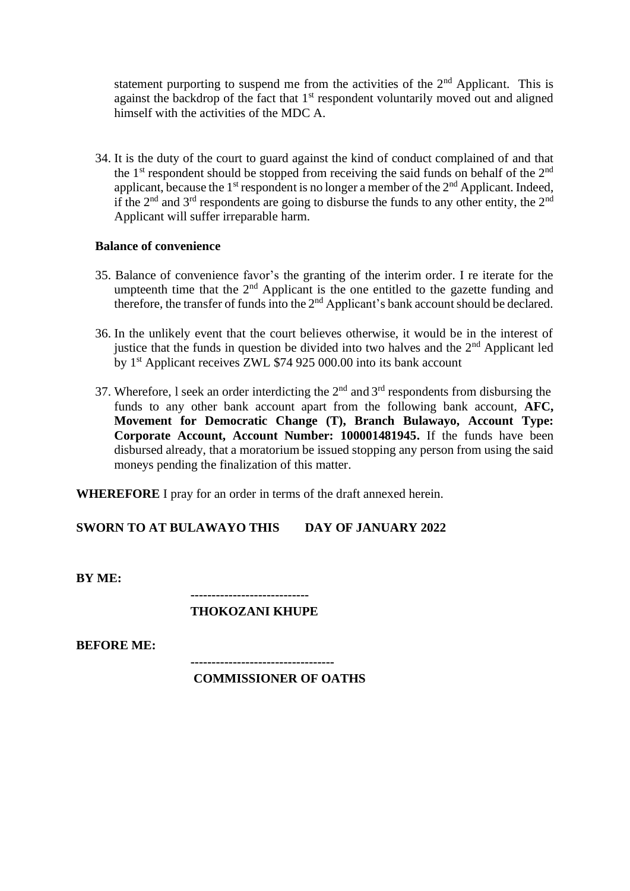statement purporting to suspend me from the activities of the 2nd Applicant. This is against the backdrop of the fact that 1st respondent voluntarily moved out and aligned himself with the activities of the MDC A.

34. It is the duty of the court to guard against the kind of conduct complained of and that the 1st respondent should be stopped from receiving the said funds on behalf of the 2nd applicant, because the 1st respondent is no longer a member of the 2nd Applicant. Indeed, if the 2nd and 3rd respondents are going to disburse the funds to any other entity, the 2nd Applicant will suffer irreparable harm.

**Balance of convenience**

35. Balance of convenience favor's the granting of the interim order. I re iterate for the umpteenth time that the 2nd Applicant is the one entitled to the gazette funding and therefore, the transfer of funds into the 2nd Applicant's bank account should be declared.

36. In the unlikely event that the court believes otherwise, it would be in the interest of justice that the funds in question be divided into two halves and the 2nd Applicant led by 1st Applicant receives ZWL $74 925 000.00 into its bank account

37. Wherefore, l seek an order interdicting the 2nd and 3rd respondents from disbursing the funds to any other bank account apart from the following bank account, **AFC, Movement for Democratic Change (T), Branch Bulawayo, Account Type: Corporate Account, Account Number: 100001481945.** If the funds have been disbursed already, that a moratorium be issued stopping any person from using the said moneys pending the finalization of this matter.

**WHEREFORE** I pray for an order in terms of the draft annexed herein.

**SWORN TO AT BULAWAYO THIS DAY OF JANUARY 2022**

**BY ME:**

---------------------------
**THOKOZANI KHUPE**

**BEFORE ME:**

---------------------------------
**COMMISSIONER OF OATHS**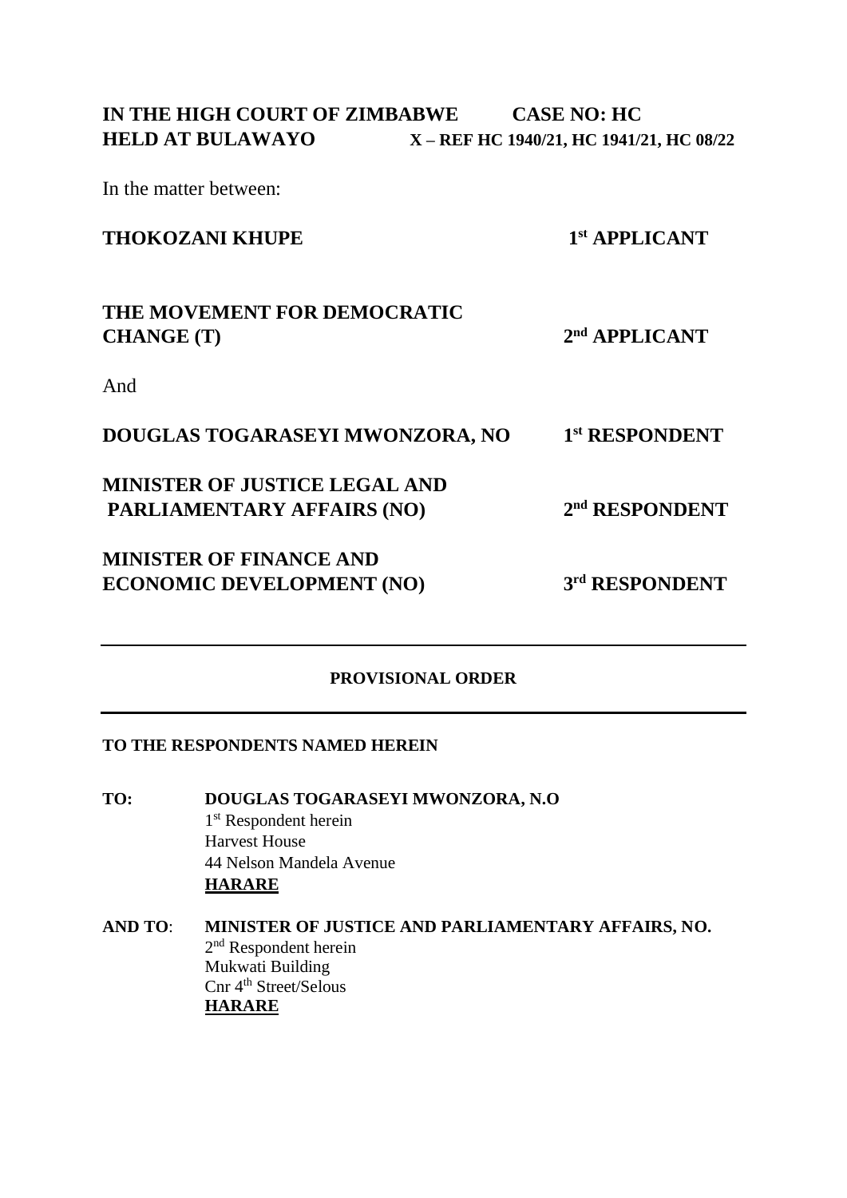**IN THE HIGH COURT OF ZIMBABWE** **CASE NO: HC**
**HELD AT BULAWAYO** **X – REF HC 1940/21, HC 1941/21, HC 08/22**

In the matter between:

**THOKOZANI KHUPE** **1st APPLICANT**

**THE MOVEMENT FOR DEMOCRATIC CHANGE (T)** **2nd APPLICANT**

And

**DOUGLAS TOGARASEYI MWONZORA, NO** **1st RESPONDENT**

**MINISTER OF JUSTICE LEGAL AND PARLIAMENTARY AFFAIRS (NO)** **2nd RESPONDENT**

**MINISTER OF FINANCE AND ECONOMIC DEVELOPMENT (NO)** **3rd RESPONDENT**

---

**PROVISIONAL ORDER**

---

**TO THE RESPONDENTS NAMED HEREIN**

**TO:** **DOUGLAS TOGARASEYI MWONZORA, N.O**
1st Respondent herein
Harvest House
44 Nelson Mandela Avenue
**<u>HARARE</u>**

**AND TO**: **MINISTER OF JUSTICE AND PARLIAMENTARY AFFAIRS, NO.**
2nd Respondent herein
Mukwati Building
Cnr 4th Street/Selous
**<u>HARARE</u>**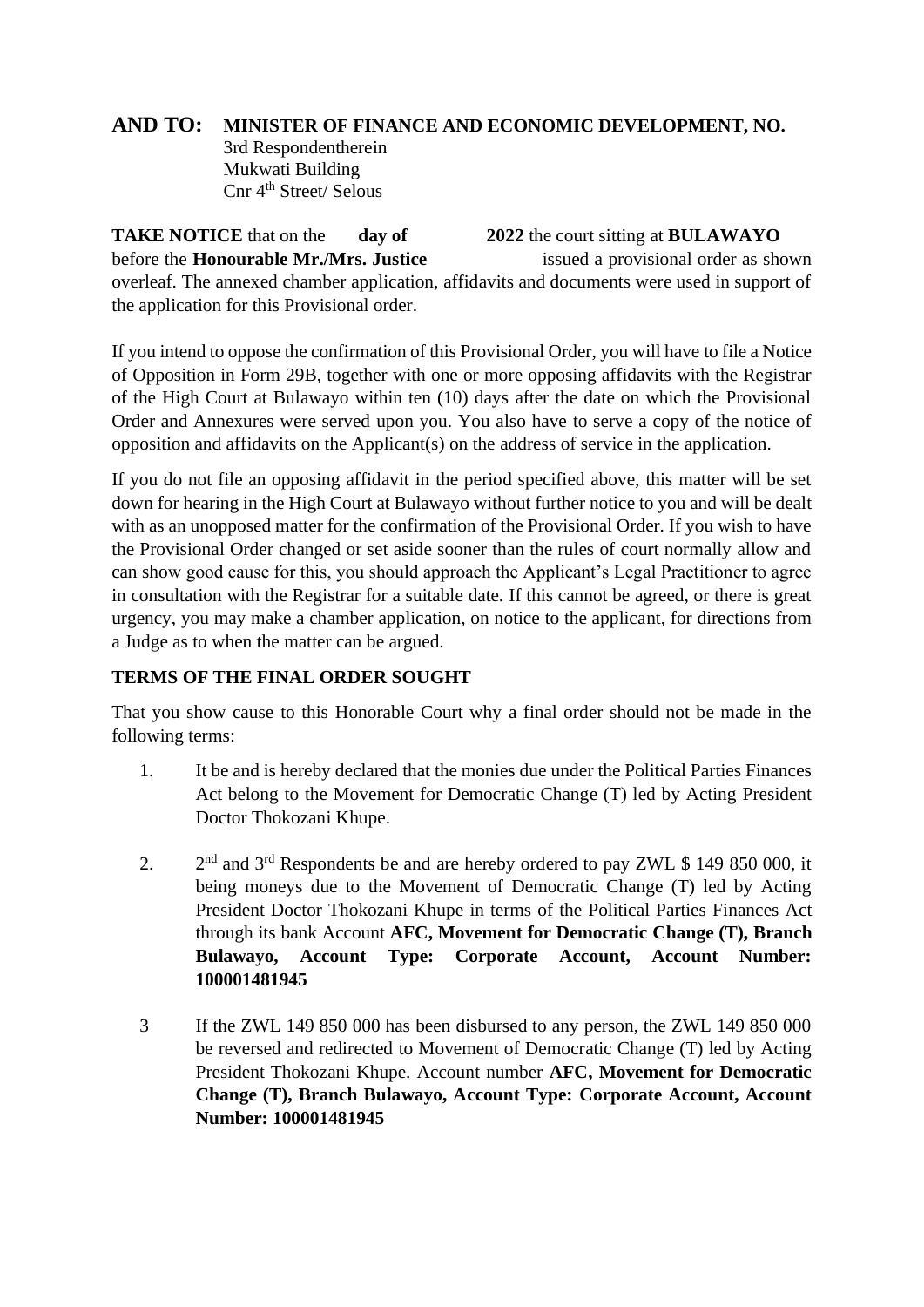**AND TO: MINISTER OF FINANCE AND ECONOMIC DEVELOPMENT, NO.**
3rd Respondentherein
Mukwati Building
Cnr 4th Street/ Selous

**TAKE NOTICE** that on the **day of 2022** the court sitting at **BULAWAYO** before the **Honourable Mr./Mrs. Justice** issued a provisional order as shown overleaf. The annexed chamber application, affidavits and documents were used in support of the application for this Provisional order.

If you intend to oppose the confirmation of this Provisional Order, you will have to file a Notice of Opposition in Form 29B, together with one or more opposing affidavits with the Registrar of the High Court at Bulawayo within ten (10) days after the date on which the Provisional Order and Annexures were served upon you. You also have to serve a copy of the notice of opposition and affidavits on the Applicant(s) on the address of service in the application.

If you do not file an opposing affidavit in the period specified above, this matter will be set down for hearing in the High Court at Bulawayo without further notice to you and will be dealt with as an unopposed matter for the confirmation of the Provisional Order. If you wish to have the Provisional Order changed or set aside sooner than the rules of court normally allow and can show good cause for this, you should approach the Applicant's Legal Practitioner to agree in consultation with the Registrar for a suitable date. If this cannot be agreed, or there is great urgency, you may make a chamber application, on notice to the applicant, for directions from a Judge as to when the matter can be argued.

**TERMS OF THE FINAL ORDER SOUGHT**

That you show cause to this Honorable Court why a final order should not be made in the following terms:

1. It be and is hereby declared that the monies due under the Political Parties Finances Act belong to the Movement for Democratic Change (T) led by Acting President Doctor Thokozani Khupe.

2. 2nd and 3rd Respondents be and are hereby ordered to pay ZWL $ 149 850 000, it being moneys due to the Movement of Democratic Change (T) led by Acting President Doctor Thokozani Khupe in terms of the Political Parties Finances Act through its bank Account **AFC, Movement for Democratic Change (T), Branch Bulawayo, Account Type: Corporate Account, Account Number: 100001481945**

3. If the ZWL 149 850 000 has been disbursed to any person, the ZWL 149 850 000 be reversed and redirected to Movement of Democratic Change (T) led by Acting President Thokozani Khupe. Account number **AFC, Movement for Democratic Change (T), Branch Bulawayo, Account Type: Corporate Account, Account Number: 100001481945**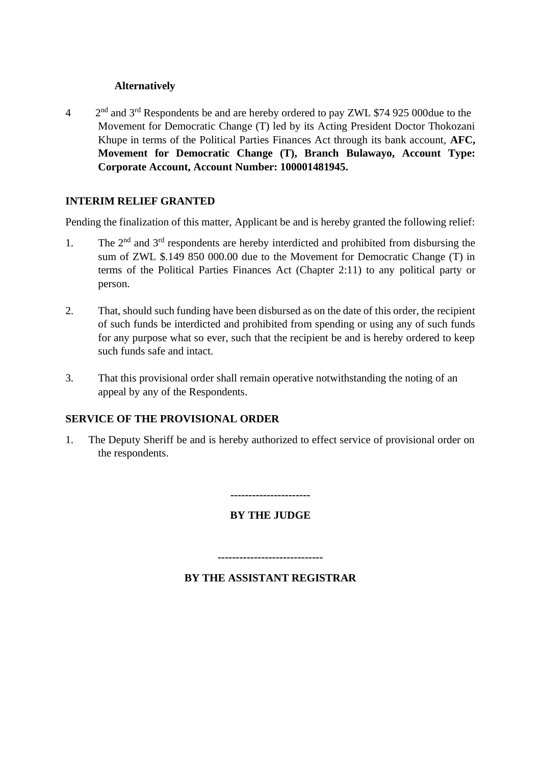**Alternatively**

4 2nd and 3rd Respondents be and are hereby ordered to pay ZWL $74 925 000due to the Movement for Democratic Change (T) led by its Acting President Doctor Thokozani Khupe in terms of the Political Parties Finances Act through its bank account, **AFC, Movement for Democratic Change (T), Branch Bulawayo, Account Type: Corporate Account, Account Number: 100001481945.**

**INTERIM RELIEF GRANTED**

Pending the finalization of this matter, Applicant be and is hereby granted the following relief:

1. The 2nd and 3rd respondents are hereby interdicted and prohibited from disbursing the sum of ZWL $.149 850 000.00 due to the Movement for Democratic Change (T) in terms of the Political Parties Finances Act (Chapter 2:11) to any political party or person.

2. That, should such funding have been disbursed as on the date of this order, the recipient of such funds be interdicted and prohibited from spending or using any of such funds for any purpose what so ever, such that the recipient be and is hereby ordered to keep such funds safe and intact.

3. That this provisional order shall remain operative notwithstanding the noting of an appeal by any of the Respondents.

**SERVICE OF THE PROVISIONAL ORDER**

1. The Deputy Sheriff be and is hereby authorized to effect service of provisional order on the respondents.

**---------------------**

**BY THE JUDGE**

**----------------------------**

**BY THE ASSISTANT REGISTRAR**